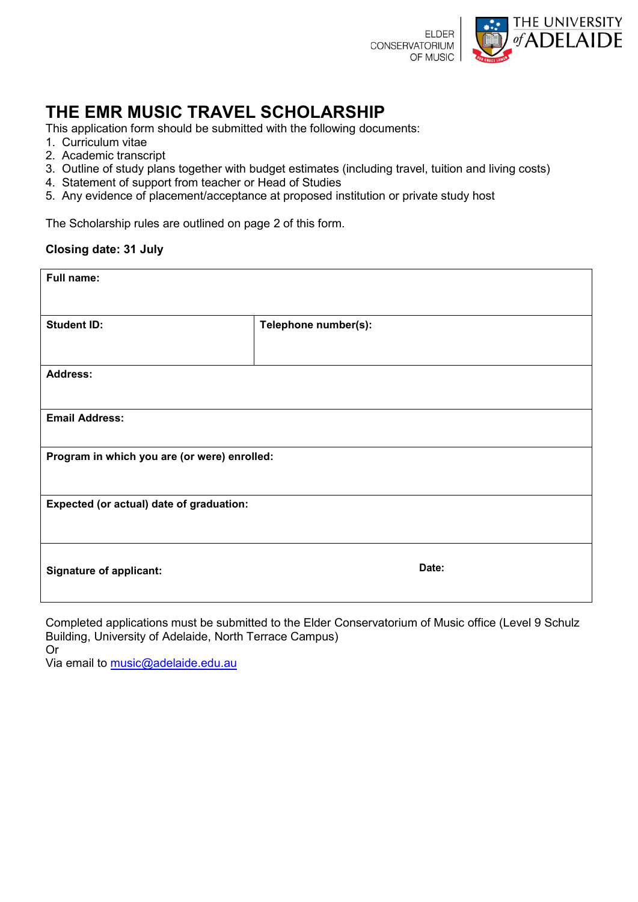ELDER CONSERVATORIUM OF MUSIC | THE UNIVERSITY of ADELAIDE

# THE EMR MUSIC TRAVEL SCHOLARSHIP

This application form should be submitted with the following documents:

1. Curriculum vitae
2. Academic transcript
3. Outline of study plans together with budget estimates (including travel, tuition and living costs)
4. Statement of support from teacher or Head of Studies
5. Any evidence of placement/acceptance at proposed institution or private study host

The Scholarship rules are outlined on page 2 of this form.

**Closing date: 31 July**

| **Full name:** | |
|---|---|
| **Student ID:** | **Telephone number(s):** |
| **Address:** | |
| **Email Address:** | |
| **Program in which you are (or were) enrolled:** | |
| **Expected (or actual) date of graduation:** | |
| **Signature of applicant:** | **Date:** |

Completed applications must be submitted to the Elder Conservatorium of Music office (Level 9 Schulz Building, University of Adelaide, North Terrace Campus)
Or
Via email to music@adelaide.edu.au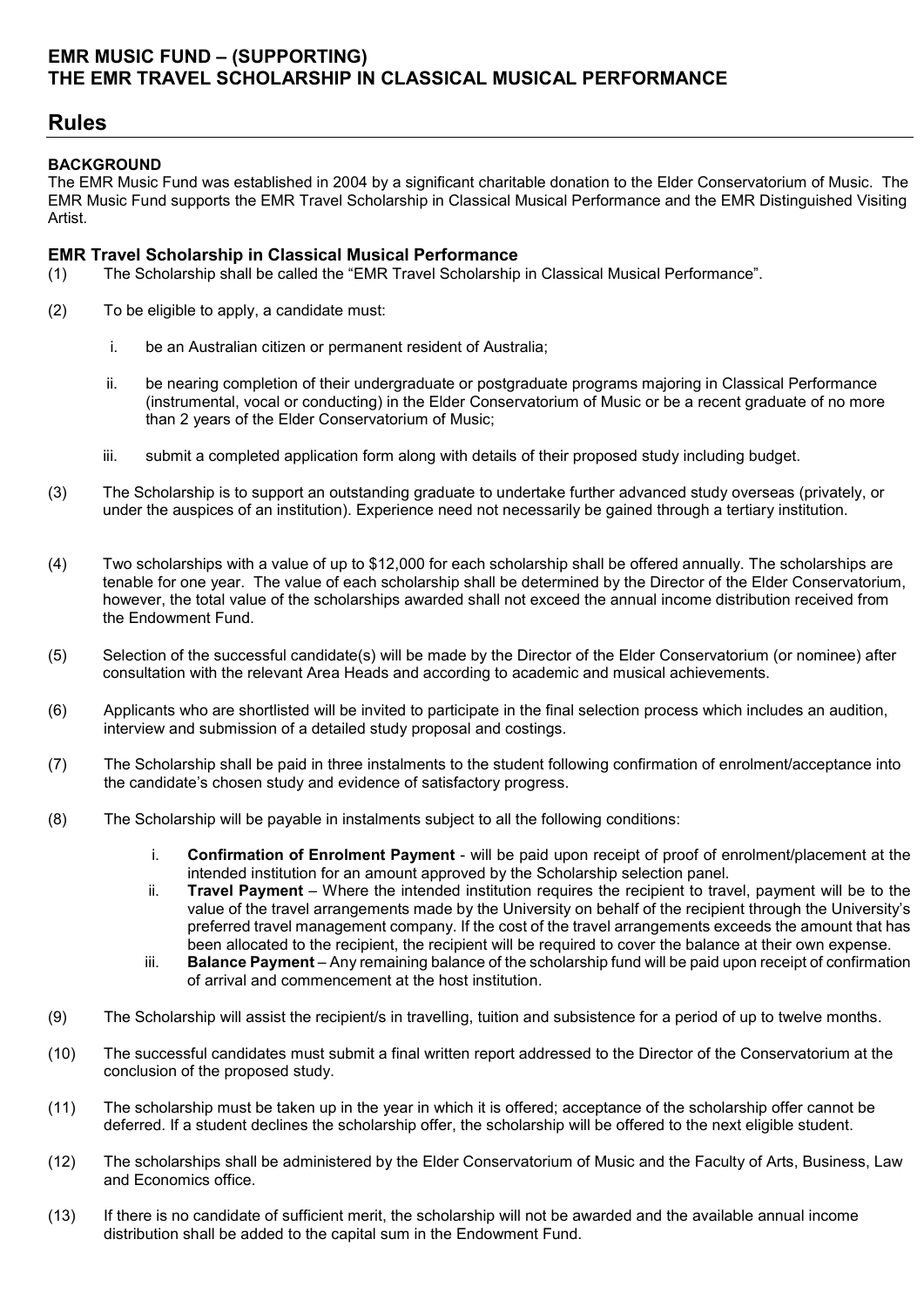# EMR MUSIC FUND – (SUPPORTING) THE EMR TRAVEL SCHOLARSHIP IN CLASSICAL MUSICAL PERFORMANCE

## Rules

**BACKGROUND**

The EMR Music Fund was established in 2004 by a significant charitable donation to the Elder Conservatorium of Music. The EMR Music Fund supports the EMR Travel Scholarship in Classical Musical Performance and the EMR Distinguished Visiting Artist.

### EMR Travel Scholarship in Classical Musical Performance

(1) The Scholarship shall be called the "EMR Travel Scholarship in Classical Musical Performance".

(2) To be eligible to apply, a candidate must:

   i. be an Australian citizen or permanent resident of Australia;

   ii. be nearing completion of their undergraduate or postgraduate programs majoring in Classical Performance (instrumental, vocal or conducting) in the Elder Conservatorium of Music or be a recent graduate of no more than 2 years of the Elder Conservatorium of Music;

   iii. submit a completed application form along with details of their proposed study including budget.

(3) The Scholarship is to support an outstanding graduate to undertake further advanced study overseas (privately, or under the auspices of an institution). Experience need not necessarily be gained through a tertiary institution.

(4) Two scholarships with a value of up to $12,000 for each scholarship shall be offered annually. The scholarships are tenable for one year. The value of each scholarship shall be determined by the Director of the Elder Conservatorium, however, the total value of the scholarships awarded shall not exceed the annual income distribution received from the Endowment Fund.

(5) Selection of the successful candidate(s) will be made by the Director of the Elder Conservatorium (or nominee) after consultation with the relevant Area Heads and according to academic and musical achievements.

(6) Applicants who are shortlisted will be invited to participate in the final selection process which includes an audition, interview and submission of a detailed study proposal and costings.

(7) The Scholarship shall be paid in three instalments to the student following confirmation of enrolment/acceptance into the candidate's chosen study and evidence of satisfactory progress.

(8) The Scholarship will be payable in instalments subject to all the following conditions:

   i. **Confirmation of Enrolment Payment** - will be paid upon receipt of proof of enrolment/placement at the intended institution for an amount approved by the Scholarship selection panel.

   ii. **Travel Payment** – Where the intended institution requires the recipient to travel, payment will be to the value of the travel arrangements made by the University on behalf of the recipient through the University's preferred travel management company. If the cost of the travel arrangements exceeds the amount that has been allocated to the recipient, the recipient will be required to cover the balance at their own expense.

   iii. **Balance Payment** – Any remaining balance of the scholarship fund will be paid upon receipt of confirmation of arrival and commencement at the host institution.

(9) The Scholarship will assist the recipient/s in travelling, tuition and subsistence for a period of up to twelve months.

(10) The successful candidates must submit a final written report addressed to the Director of the Conservatorium at the conclusion of the proposed study.

(11) The scholarship must be taken up in the year in which it is offered; acceptance of the scholarship offer cannot be deferred. If a student declines the scholarship offer, the scholarship will be offered to the next eligible student.

(12) The scholarships shall be administered by the Elder Conservatorium of Music and the Faculty of Arts, Business, Law and Economics office.

(13) If there is no candidate of sufficient merit, the scholarship will not be awarded and the available annual income distribution shall be added to the capital sum in the Endowment Fund.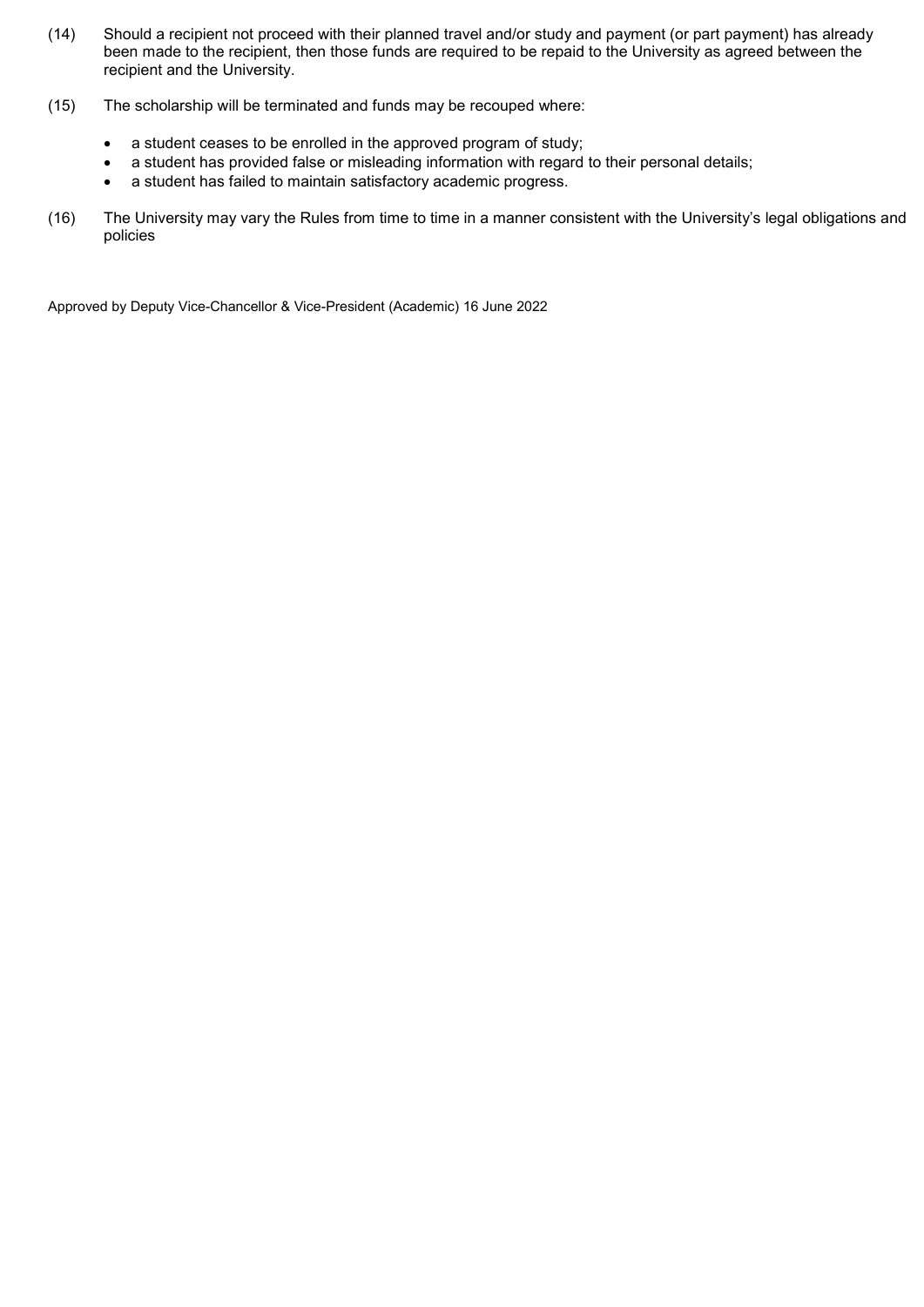(14) Should a recipient not proceed with their planned travel and/or study and payment (or part payment) has already been made to the recipient, then those funds are required to be repaid to the University as agreed between the recipient and the University.

(15) The scholarship will be terminated and funds may be recouped where:

- a student ceases to be enrolled in the approved program of study;
- a student has provided false or misleading information with regard to their personal details;
- a student has failed to maintain satisfactory academic progress.

(16) The University may vary the Rules from time to time in a manner consistent with the University's legal obligations and policies

Approved by Deputy Vice-Chancellor & Vice-President (Academic) 16 June 2022